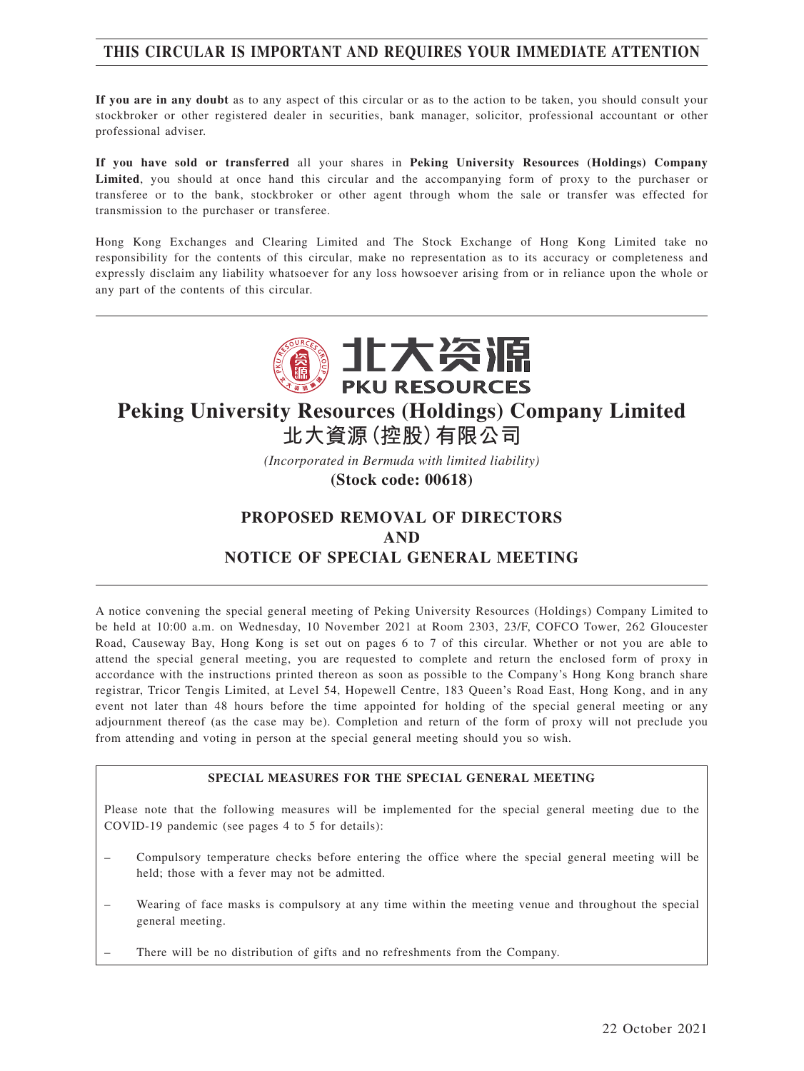**THIS CIRCULAR IS IMPORTANT AND REQUIRES YOUR IMMEDIATE ATTENTION**

**If you are in any doubt** as to any aspect of this circular or as to the action to be taken, you should consult your stockbroker or other registered dealer in securities, bank manager, solicitor, professional accountant or other professional adviser.

**If you have sold or transferred** all your shares in **Peking University Resources (Holdings) Company Limited**, you should at once hand this circular and the accompanying form of proxy to the purchaser or transferee or to the bank, stockbroker or other agent through whom the sale or transfer was effected for transmission to the purchaser or transferee.

Hong Kong Exchanges and Clearing Limited and The Stock Exchange of Hong Kong Limited take no responsibility for the contents of this circular, make no representation as to its accuracy or completeness and expressly disclaim any liability whatsoever for any loss howsoever arising from or in reliance upon the whole or any part of the contents of this circular.

北大资源
PKU RESOURCES

# Peking University Resources (Holdings) Company Limited
# 北大資源(控股)有限公司

*(Incorporated in Bermuda with limited liability)*

**(Stock code: 00618)**

## PROPOSED REMOVAL OF DIRECTORS AND NOTICE OF SPECIAL GENERAL MEETING

A notice convening the special general meeting of Peking University Resources (Holdings) Company Limited to be held at 10:00 a.m. on Wednesday, 10 November 2021 at Room 2303, 23/F, COFCO Tower, 262 Gloucester Road, Causeway Bay, Hong Kong is set out on pages 6 to 7 of this circular. Whether or not you are able to attend the special general meeting, you are requested to complete and return the enclosed form of proxy in accordance with the instructions printed thereon as soon as possible to the Company's Hong Kong branch share registrar, Tricor Tengis Limited, at Level 54, Hopewell Centre, 183 Queen's Road East, Hong Kong, and in any event not later than 48 hours before the time appointed for holding of the special general meeting or any adjournment thereof (as the case may be). Completion and return of the form of proxy will not preclude you from attending and voting in person at the special general meeting should you so wish.

**SPECIAL MEASURES FOR THE SPECIAL GENERAL MEETING**

Please note that the following measures will be implemented for the special general meeting due to the COVID-19 pandemic (see pages 4 to 5 for details):

- Compulsory temperature checks before entering the office where the special general meeting will be held; those with a fever may not be admitted.
- Wearing of face masks is compulsory at any time within the meeting venue and throughout the special general meeting.
- There will be no distribution of gifts and no refreshments from the Company.

22 October 2021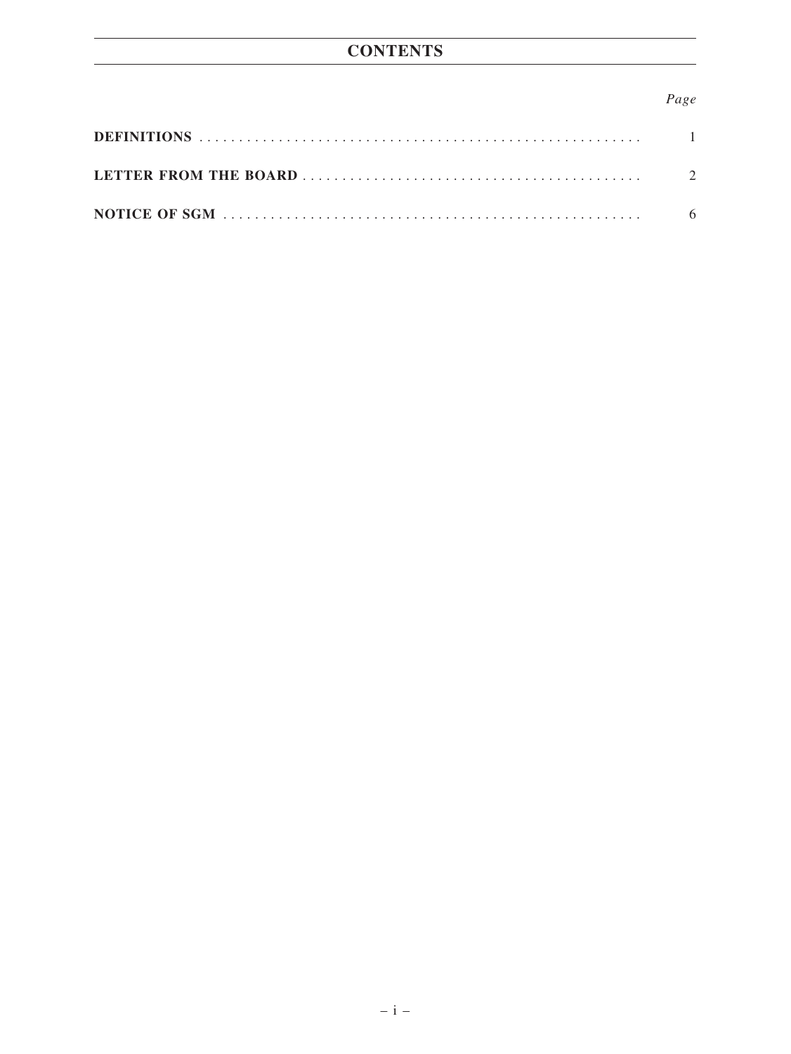# CONTENTS

| | Page |
|---|---|
| **DEFINITIONS** | 1 |
| **LETTER FROM THE BOARD** | 2 |
| **NOTICE OF SGM** | 6 |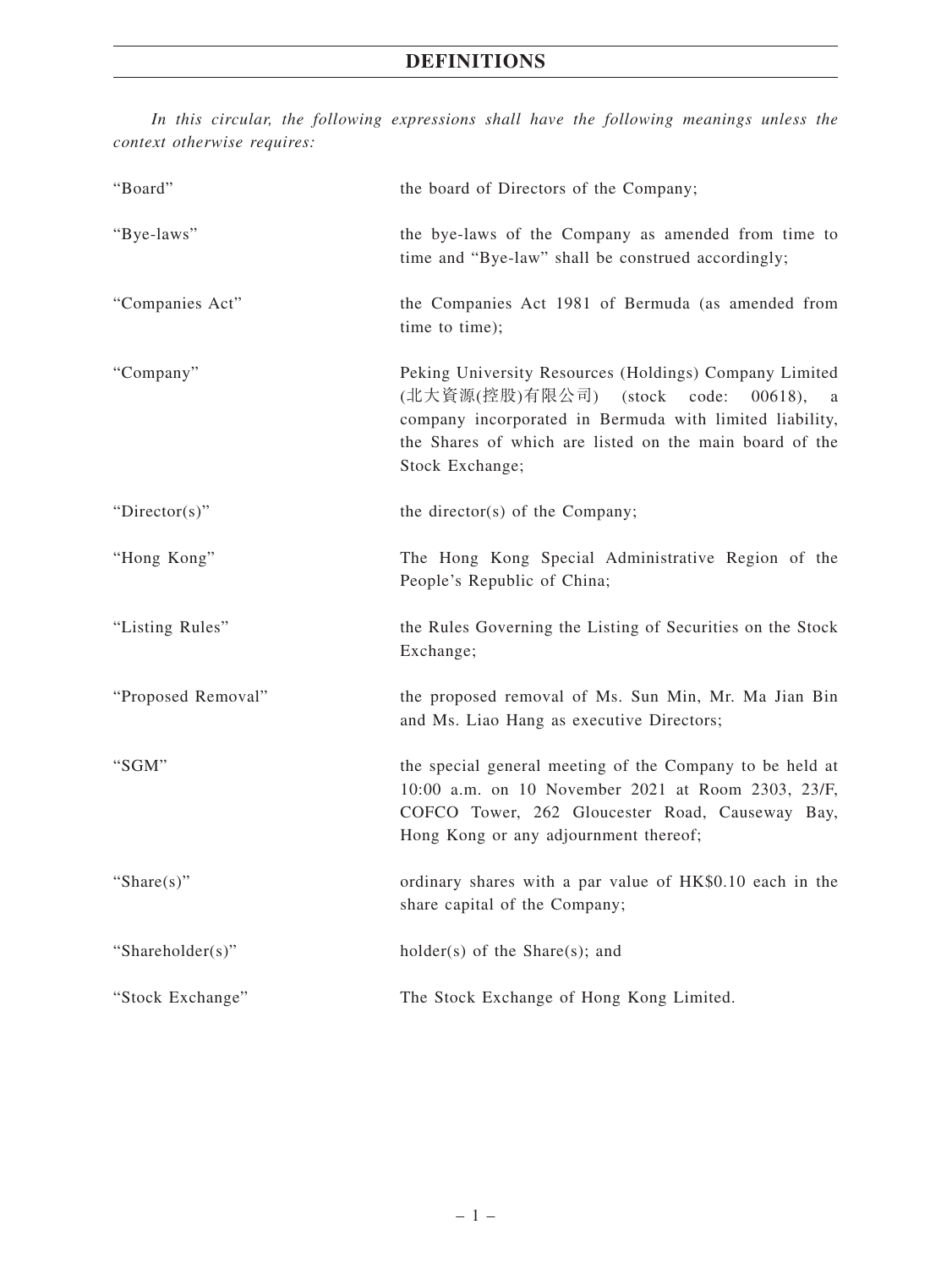# DEFINITIONS

*In this circular, the following expressions shall have the following meanings unless the context otherwise requires:*

| | |
|---|---|
| "Board" | the board of Directors of the Company; |
| "Bye-laws" | the bye-laws of the Company as amended from time to time and "Bye-law" shall be construed accordingly; |
| "Companies Act" | the Companies Act 1981 of Bermuda (as amended from time to time); |
| "Company" | Peking University Resources (Holdings) Company Limited (北大資源(控股)有限公司) (stock code: 00618), a company incorporated in Bermuda with limited liability, the Shares of which are listed on the main board of the Stock Exchange; |
| "Director(s)" | the director(s) of the Company; |
| "Hong Kong" | The Hong Kong Special Administrative Region of the People's Republic of China; |
| "Listing Rules" | the Rules Governing the Listing of Securities on the Stock Exchange; |
| "Proposed Removal" | the proposed removal of Ms. Sun Min, Mr. Ma Jian Bin and Ms. Liao Hang as executive Directors; |
| "SGM" | the special general meeting of the Company to be held at 10:00 a.m. on 10 November 2021 at Room 2303, 23/F, COFCO Tower, 262 Gloucester Road, Causeway Bay, Hong Kong or any adjournment thereof; |
| "Share(s)" | ordinary shares with a par value of HK$0.10 each in the share capital of the Company; |
| "Shareholder(s)" | holder(s) of the Share(s); and |
| "Stock Exchange" | The Stock Exchange of Hong Kong Limited. |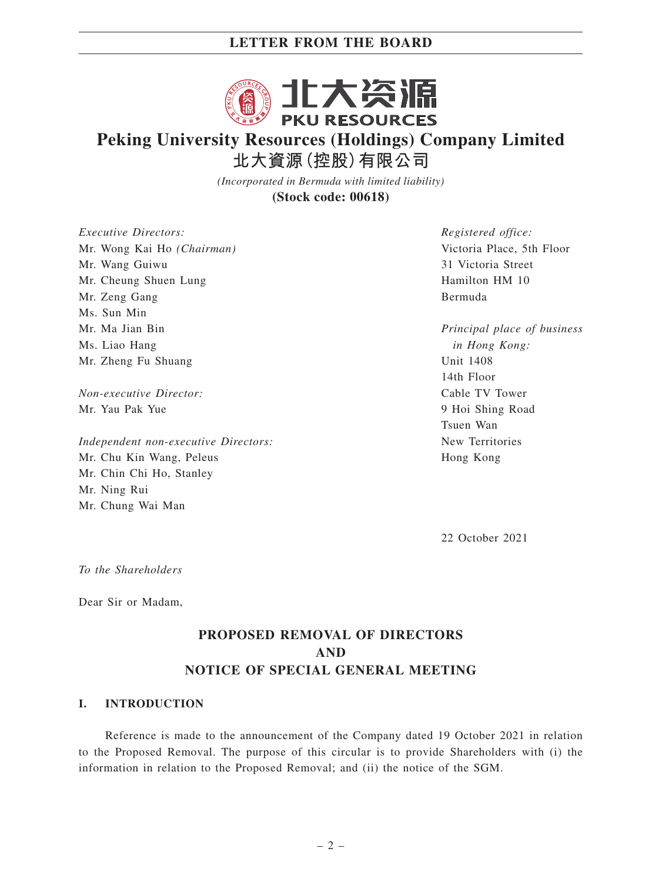# Peking University Resources (Holdings) Company Limited

# 北大資源（控股）有限公司

*(Incorporated in Bermuda with limited liability)*

**(Stock code: 00618)**

*Executive Directors:*
Mr. Wong Kai Ho *(Chairman)*
Mr. Wang Guiwu
Mr. Cheung Shuen Lung
Mr. Zeng Gang
Ms. Sun Min
Mr. Ma Jian Bin
Ms. Liao Hang
Mr. Zheng Fu Shuang

*Non-executive Director:*
Mr. Yau Pak Yue

*Independent non-executive Directors:*
Mr. Chu Kin Wang, Peleus
Mr. Chin Chi Ho, Stanley
Mr. Ning Rui
Mr. Chung Wai Man

*Registered office:*
Victoria Place, 5th Floor
31 Victoria Street
Hamilton HM 10
Bermuda

*Principal place of business in Hong Kong:*
Unit 1408
14th Floor
Cable TV Tower
9 Hoi Shing Road
Tsuen Wan
New Territories
Hong Kong

22 October 2021

*To the Shareholders*

Dear Sir or Madam,

**PROPOSED REMOVAL OF DIRECTORS
AND
NOTICE OF SPECIAL GENERAL MEETING**

## I. INTRODUCTION

Reference is made to the announcement of the Company dated 19 October 2021 in relation to the Proposed Removal. The purpose of this circular is to provide Shareholders with (i) the information in relation to the Proposed Removal; and (ii) the notice of the SGM.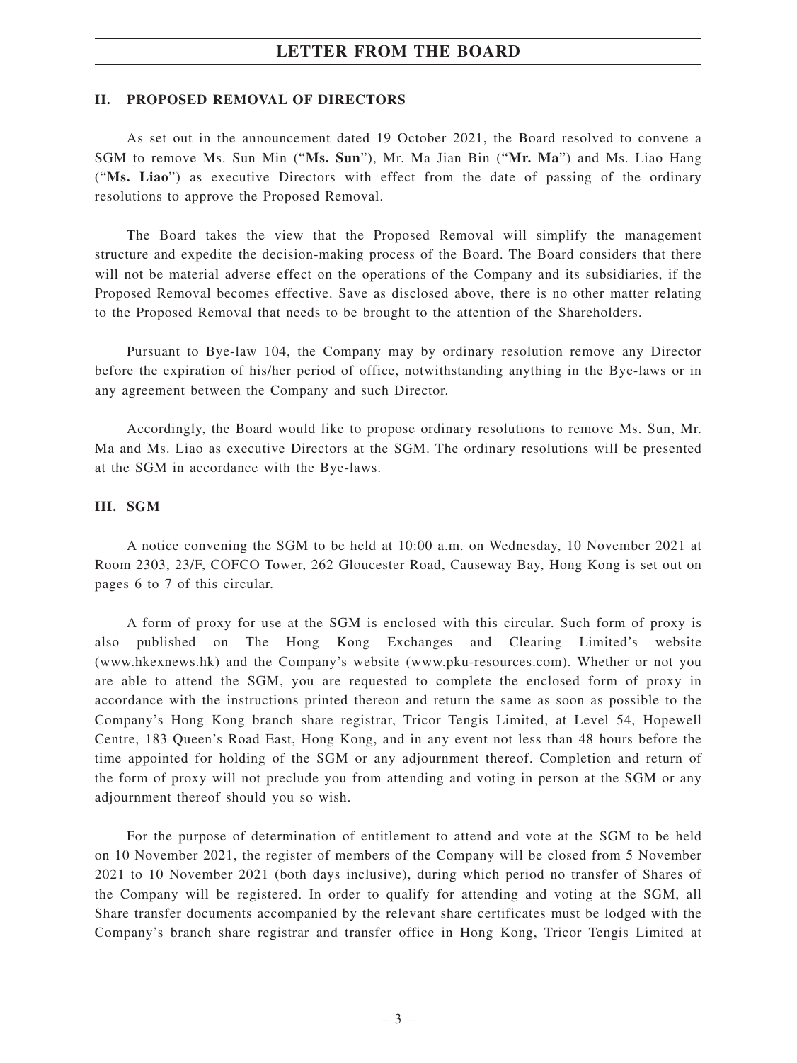# LETTER FROM THE BOARD

## II. PROPOSED REMOVAL OF DIRECTORS

As set out in the announcement dated 19 October 2021, the Board resolved to convene a SGM to remove Ms. Sun Min ("**Ms. Sun**"), Mr. Ma Jian Bin ("**Mr. Ma**") and Ms. Liao Hang ("**Ms. Liao**") as executive Directors with effect from the date of passing of the ordinary resolutions to approve the Proposed Removal.

The Board takes the view that the Proposed Removal will simplify the management structure and expedite the decision-making process of the Board. The Board considers that there will not be material adverse effect on the operations of the Company and its subsidiaries, if the Proposed Removal becomes effective. Save as disclosed above, there is no other matter relating to the Proposed Removal that needs to be brought to the attention of the Shareholders.

Pursuant to Bye-law 104, the Company may by ordinary resolution remove any Director before the expiration of his/her period of office, notwithstanding anything in the Bye-laws or in any agreement between the Company and such Director.

Accordingly, the Board would like to propose ordinary resolutions to remove Ms. Sun, Mr. Ma and Ms. Liao as executive Directors at the SGM. The ordinary resolutions will be presented at the SGM in accordance with the Bye-laws.

## III. SGM

A notice convening the SGM to be held at 10:00 a.m. on Wednesday, 10 November 2021 at Room 2303, 23/F, COFCO Tower, 262 Gloucester Road, Causeway Bay, Hong Kong is set out on pages 6 to 7 of this circular.

A form of proxy for use at the SGM is enclosed with this circular. Such form of proxy is also published on The Hong Kong Exchanges and Clearing Limited's website (www.hkexnews.hk) and the Company's website (www.pku-resources.com). Whether or not you are able to attend the SGM, you are requested to complete the enclosed form of proxy in accordance with the instructions printed thereon and return the same as soon as possible to the Company's Hong Kong branch share registrar, Tricor Tengis Limited, at Level 54, Hopewell Centre, 183 Queen's Road East, Hong Kong, and in any event not less than 48 hours before the time appointed for holding of the SGM or any adjournment thereof. Completion and return of the form of proxy will not preclude you from attending and voting in person at the SGM or any adjournment thereof should you so wish.

For the purpose of determination of entitlement to attend and vote at the SGM to be held on 10 November 2021, the register of members of the Company will be closed from 5 November 2021 to 10 November 2021 (both days inclusive), during which period no transfer of Shares of the Company will be registered. In order to qualify for attending and voting at the SGM, all Share transfer documents accompanied by the relevant share certificates must be lodged with the Company's branch share registrar and transfer office in Hong Kong, Tricor Tengis Limited at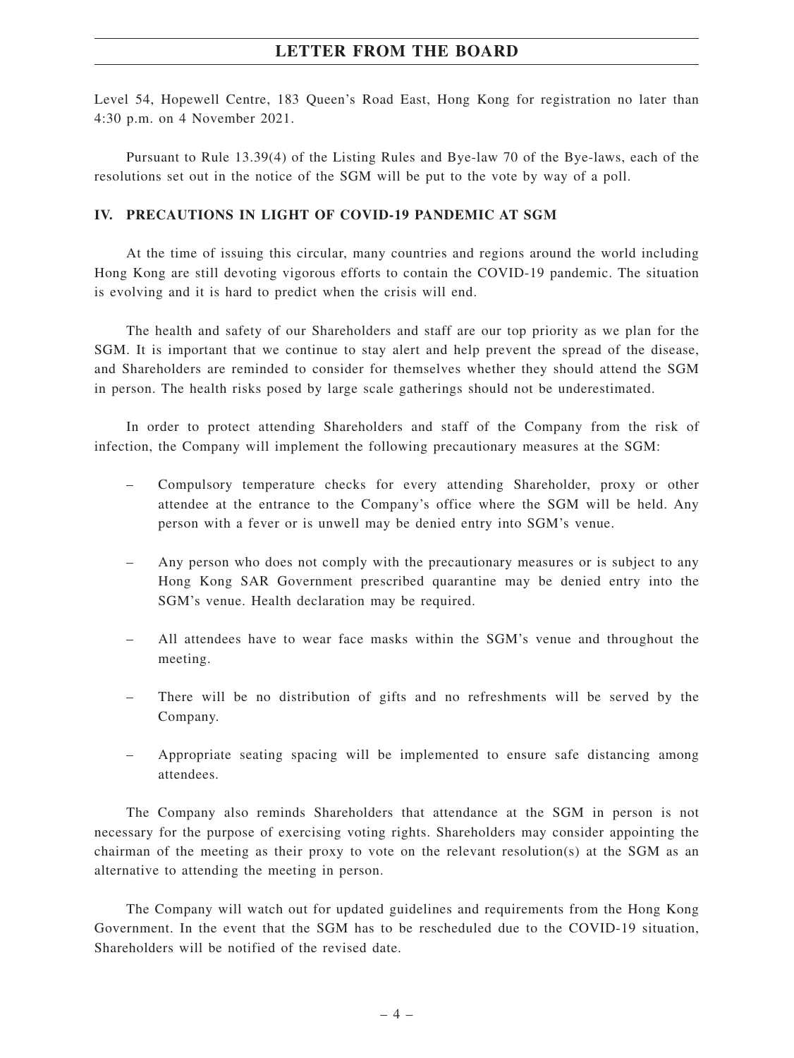Level 54, Hopewell Centre, 183 Queen's Road East, Hong Kong for registration no later than 4:30 p.m. on 4 November 2021.

Pursuant to Rule 13.39(4) of the Listing Rules and Bye-law 70 of the Bye-laws, each of the resolutions set out in the notice of the SGM will be put to the vote by way of a poll.

## IV. PRECAUTIONS IN LIGHT OF COVID-19 PANDEMIC AT SGM

At the time of issuing this circular, many countries and regions around the world including Hong Kong are still devoting vigorous efforts to contain the COVID-19 pandemic. The situation is evolving and it is hard to predict when the crisis will end.

The health and safety of our Shareholders and staff are our top priority as we plan for the SGM. It is important that we continue to stay alert and help prevent the spread of the disease, and Shareholders are reminded to consider for themselves whether they should attend the SGM in person. The health risks posed by large scale gatherings should not be underestimated.

In order to protect attending Shareholders and staff of the Company from the risk of infection, the Company will implement the following precautionary measures at the SGM:

– Compulsory temperature checks for every attending Shareholder, proxy or other attendee at the entrance to the Company's office where the SGM will be held. Any person with a fever or is unwell may be denied entry into SGM's venue.

– Any person who does not comply with the precautionary measures or is subject to any Hong Kong SAR Government prescribed quarantine may be denied entry into the SGM's venue. Health declaration may be required.

– All attendees have to wear face masks within the SGM's venue and throughout the meeting.

– There will be no distribution of gifts and no refreshments will be served by the Company.

– Appropriate seating spacing will be implemented to ensure safe distancing among attendees.

The Company also reminds Shareholders that attendance at the SGM in person is not necessary for the purpose of exercising voting rights. Shareholders may consider appointing the chairman of the meeting as their proxy to vote on the relevant resolution(s) at the SGM as an alternative to attending the meeting in person.

The Company will watch out for updated guidelines and requirements from the Hong Kong Government. In the event that the SGM has to be rescheduled due to the COVID-19 situation, Shareholders will be notified of the revised date.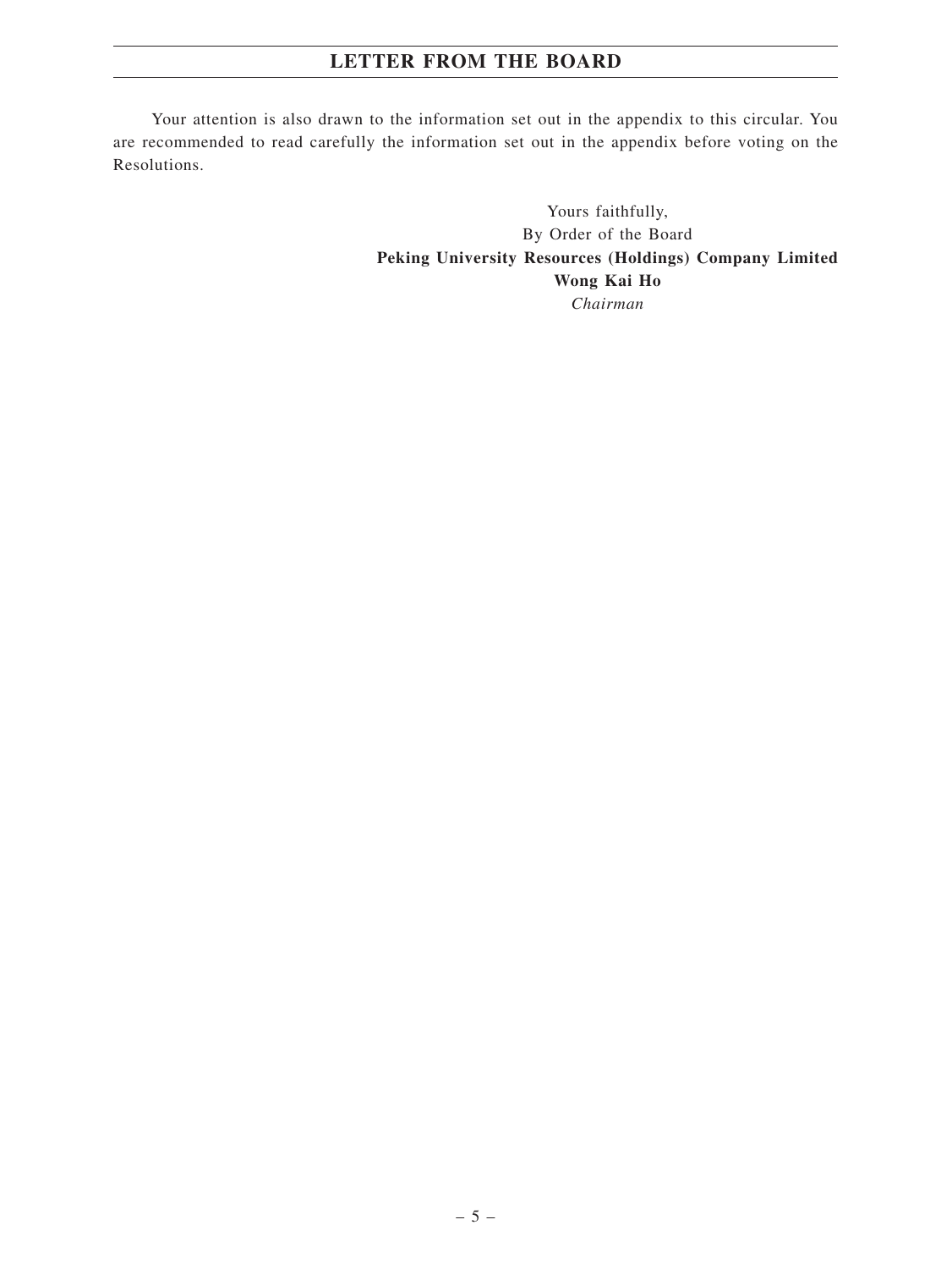Your attention is also drawn to the information set out in the appendix to this circular. You are recommended to read carefully the information set out in the appendix before voting on the Resolutions.

Yours faithfully,
By Order of the Board
**Peking University Resources (Holdings) Company Limited**
**Wong Kai Ho**
*Chairman*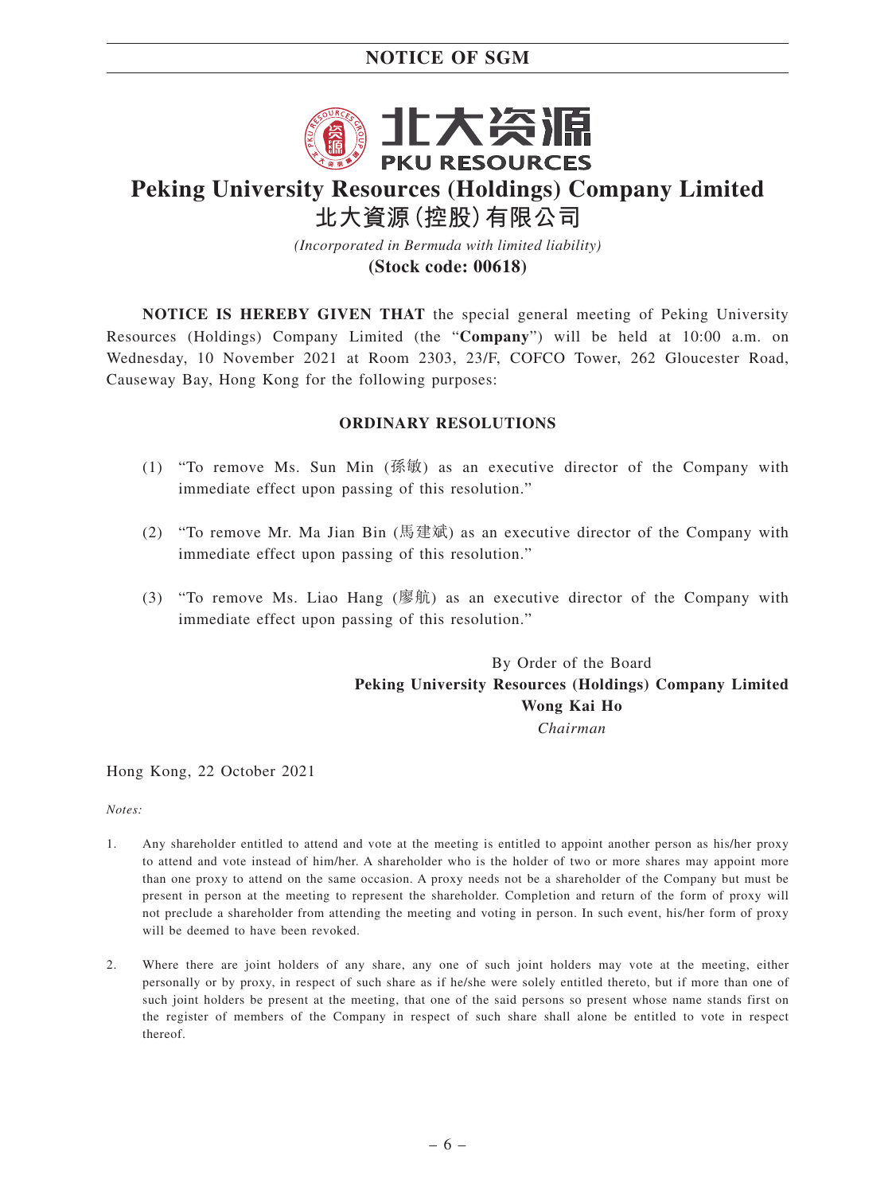# NOTICE OF SGM

北大资源

PKU RESOURCES

# Peking University Resources (Holdings) Company Limited

# 北大資源(控股)有限公司

*(Incorporated in Bermuda with limited liability)*

**(Stock code: 00618)**

**NOTICE IS HEREBY GIVEN THAT** the special general meeting of Peking University Resources (Holdings) Company Limited (the "**Company**") will be held at 10:00 a.m. on Wednesday, 10 November 2021 at Room 2303, 23/F, COFCO Tower, 262 Gloucester Road, Causeway Bay, Hong Kong for the following purposes:

## ORDINARY RESOLUTIONS

(1) "To remove Ms. Sun Min (孫敏) as an executive director of the Company with immediate effect upon passing of this resolution."

(2) "To remove Mr. Ma Jian Bin (馬建斌) as an executive director of the Company with immediate effect upon passing of this resolution."

(3) "To remove Ms. Liao Hang (廖航) as an executive director of the Company with immediate effect upon passing of this resolution."

By Order of the Board
**Peking University Resources (Holdings) Company Limited**
**Wong Kai Ho**
*Chairman*

Hong Kong, 22 October 2021

*Notes:*

1. Any shareholder entitled to attend and vote at the meeting is entitled to appoint another person as his/her proxy to attend and vote instead of him/her. A shareholder who is the holder of two or more shares may appoint more than one proxy to attend on the same occasion. A proxy needs not be a shareholder of the Company but must be present in person at the meeting to represent the shareholder. Completion and return of the form of proxy will not preclude a shareholder from attending the meeting and voting in person. In such event, his/her form of proxy will be deemed to have been revoked.

2. Where there are joint holders of any share, any one of such joint holders may vote at the meeting, either personally or by proxy, in respect of such share as if he/she were solely entitled thereto, but if more than one of such joint holders be present at the meeting, that one of the said persons so present whose name stands first on the register of members of the Company in respect of such share shall alone be entitled to vote in respect thereof.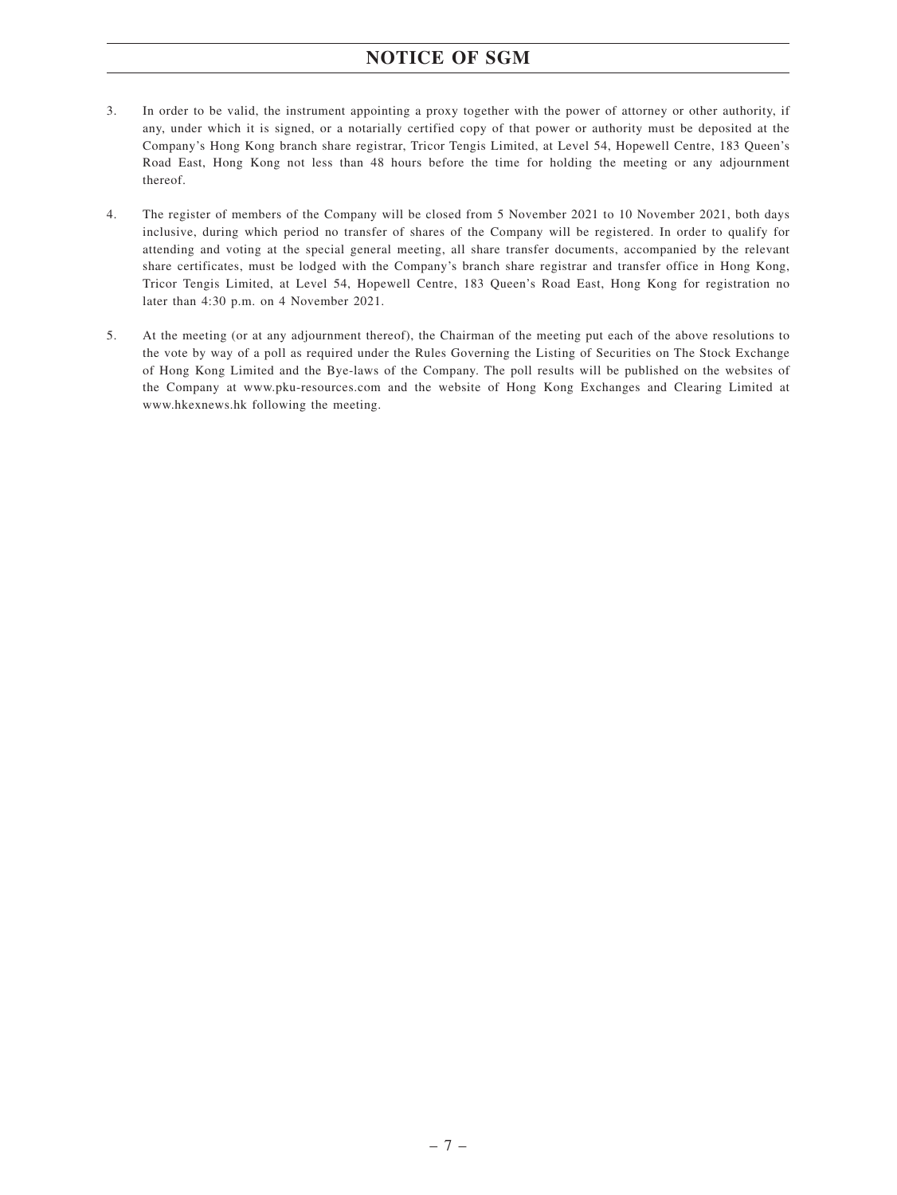3. In order to be valid, the instrument appointing a proxy together with the power of attorney or other authority, if any, under which it is signed, or a notarially certified copy of that power or authority must be deposited at the Company's Hong Kong branch share registrar, Tricor Tengis Limited, at Level 54, Hopewell Centre, 183 Queen's Road East, Hong Kong not less than 48 hours before the time for holding the meeting or any adjournment thereof.

4. The register of members of the Company will be closed from 5 November 2021 to 10 November 2021, both days inclusive, during which period no transfer of shares of the Company will be registered. In order to qualify for attending and voting at the special general meeting, all share transfer documents, accompanied by the relevant share certificates, must be lodged with the Company's branch share registrar and transfer office in Hong Kong, Tricor Tengis Limited, at Level 54, Hopewell Centre, 183 Queen's Road East, Hong Kong for registration no later than 4:30 p.m. on 4 November 2021.

5. At the meeting (or at any adjournment thereof), the Chairman of the meeting put each of the above resolutions to the vote by way of a poll as required under the Rules Governing the Listing of Securities on The Stock Exchange of Hong Kong Limited and the Bye-laws of the Company. The poll results will be published on the websites of the Company at www.pku-resources.com and the website of Hong Kong Exchanges and Clearing Limited at www.hkexnews.hk following the meeting.